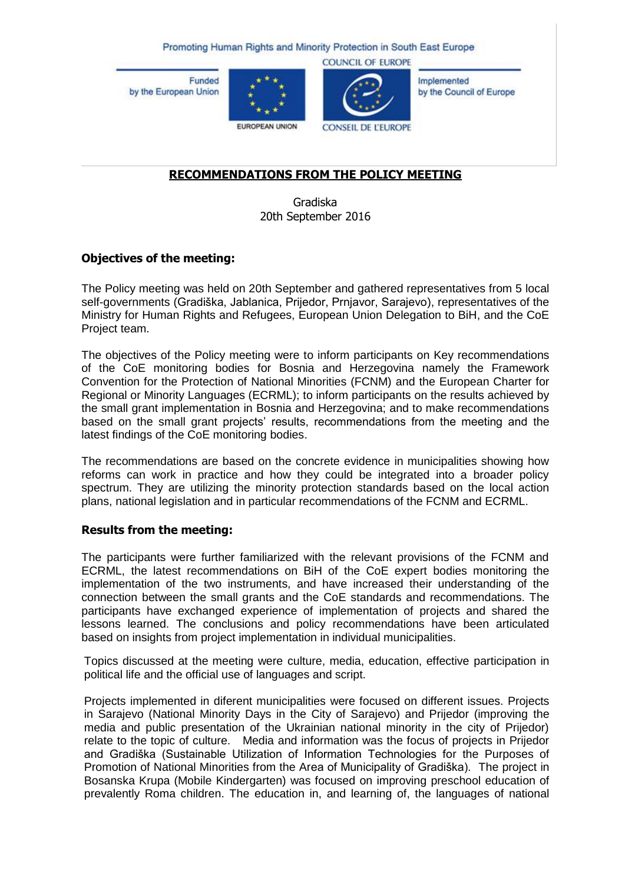Promoting Human Rights and Minority Protection in South East Europe

Funded by the European Union

EUROPEAN UNION

COUNCIL OF EUROPE

CONSEIL DE L'EUROPE

Implemented by the Council of Europe

# RECOMMENDATIONS FROM THE POLICY MEETING

Gradiska
20th September 2016

## Objectives of the meeting:

The Policy meeting was held on 20th September and gathered representatives from 5 local self-governments (Gradiška, Jablanica, Prijedor, Prnjavor, Sarajevo), representatives of the Ministry for Human Rights and Refugees, European Union Delegation to BiH, and the CoE Project team.

The objectives of the Policy meeting were to inform participants on Key recommendations of the CoE monitoring bodies for Bosnia and Herzegovina namely the Framework Convention for the Protection of National Minorities (FCNM) and the European Charter for Regional or Minority Languages (ECRML); to inform participants on the results achieved by the small grant implementation in Bosnia and Herzegovina; and to make recommendations based on the small grant projects' results, recommendations from the meeting and the latest findings of the CoE monitoring bodies.

The recommendations are based on the concrete evidence in municipalities showing how reforms can work in practice and how they could be integrated into a broader policy spectrum. They are utilizing the minority protection standards based on the local action plans, national legislation and in particular recommendations of the FCNM and ECRML.

## Results from the meeting:

The participants were further familiarized with the relevant provisions of the FCNM and ECRML, the latest recommendations on BiH of the CoE expert bodies monitoring the implementation of the two instruments, and have increased their understanding of the connection between the small grants and the CoE standards and recommendations. The participants have exchanged experience of implementation of projects and shared the lessons learned. The conclusions and policy recommendations have been articulated based on insights from project implementation in individual municipalities.

Topics discussed at the meeting were culture, media, education, effective participation in political life and the official use of languages and script.

Projects implemented in diferent municipalities were focused on different issues. Projects in Sarajevo (National Minority Days in the City of Sarajevo) and Prijedor (improving the media and public presentation of the Ukrainian national minority in the city of Prijedor) relate to the topic of culture. Media and information was the focus of projects in Prijedor and Gradiška (Sustainable Utilization of Information Technologies for the Purposes of Promotion of National Minorities from the Area of Municipality of Gradiška). The project in Bosanska Krupa (Mobile Kindergarten) was focused on improving preschool education of prevalently Roma children. The education in, and learning of, the languages of national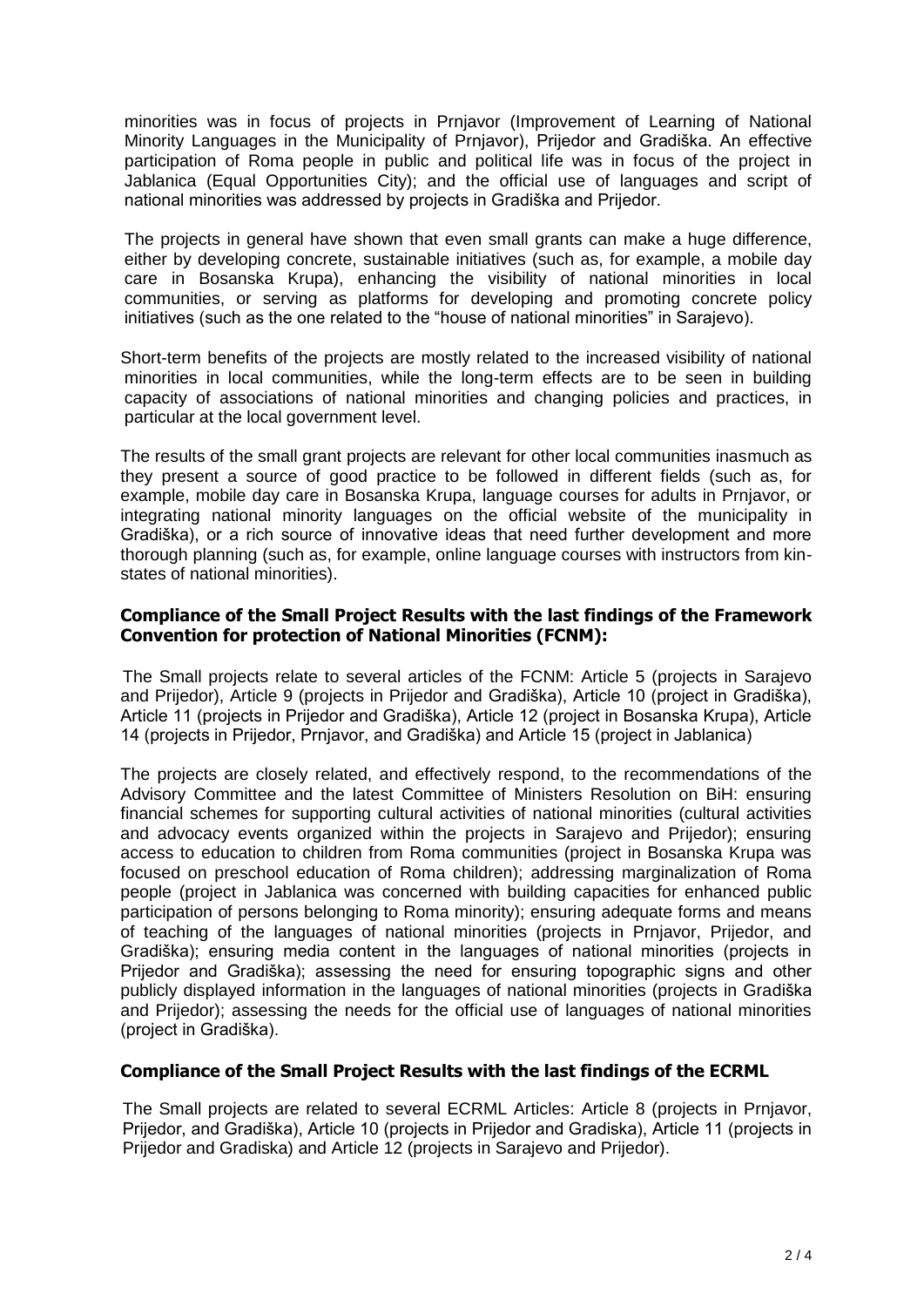minorities was in focus of projects in Prnjavor (Improvement of Learning of National Minority Languages in the Municipality of Prnjavor), Prijedor and Gradiška. An effective participation of Roma people in public and political life was in focus of the project in Jablanica (Equal Opportunities City); and the official use of languages and script of national minorities was addressed by projects in Gradiška and Prijedor.

The projects in general have shown that even small grants can make a huge difference, either by developing concrete, sustainable initiatives (such as, for example, a mobile day care in Bosanska Krupa), enhancing the visibility of national minorities in local communities, or serving as platforms for developing and promoting concrete policy initiatives (such as the one related to the "house of national minorities" in Sarajevo).

Short-term benefits of the projects are mostly related to the increased visibility of national minorities in local communities, while the long-term effects are to be seen in building capacity of associations of national minorities and changing policies and practices, in particular at the local government level.

The results of the small grant projects are relevant for other local communities inasmuch as they present a source of good practice to be followed in different fields (such as, for example, mobile day care in Bosanska Krupa, language courses for adults in Prnjavor, or integrating national minority languages on the official website of the municipality in Gradiška), or a rich source of innovative ideas that need further development and more thorough planning (such as, for example, online language courses with instructors from kin-states of national minorities).

### Compliance of the Small Project Results with the last findings of the Framework Convention for protection of National Minorities (FCNM):

The Small projects relate to several articles of the FCNM: Article 5 (projects in Sarajevo and Prijedor), Article 9 (projects in Prijedor and Gradiška), Article 10 (project in Gradiška), Article 11 (projects in Prijedor and Gradiška), Article 12 (project in Bosanska Krupa), Article 14 (projects in Prijedor, Prnjavor, and Gradiška) and Article 15 (project in Jablanica)

The projects are closely related, and effectively respond, to the recommendations of the Advisory Committee and the latest Committee of Ministers Resolution on BiH: ensuring financial schemes for supporting cultural activities of national minorities (cultural activities and advocacy events organized within the projects in Sarajevo and Prijedor); ensuring access to education to children from Roma communities (project in Bosanska Krupa was focused on preschool education of Roma children); addressing marginalization of Roma people (project in Jablanica was concerned with building capacities for enhanced public participation of persons belonging to Roma minority); ensuring adequate forms and means of teaching of the languages of national minorities (projects in Prnjavor, Prijedor, and Gradiška); ensuring media content in the languages of national minorities (projects in Prijedor and Gradiška); assessing the need for ensuring topographic signs and other publicly displayed information in the languages of national minorities (projects in Gradiška and Prijedor); assessing the needs for the official use of languages of national minorities (project in Gradiška).

### Compliance of the Small Project Results with the last findings of the ECRML

The Small projects are related to several ECRML Articles: Article 8 (projects in Prnjavor, Prijedor, and Gradiška), Article 10 (projects in Prijedor and Gradiska), Article 11 (projects in Prijedor and Gradiska) and Article 12 (projects in Sarajevo and Prijedor).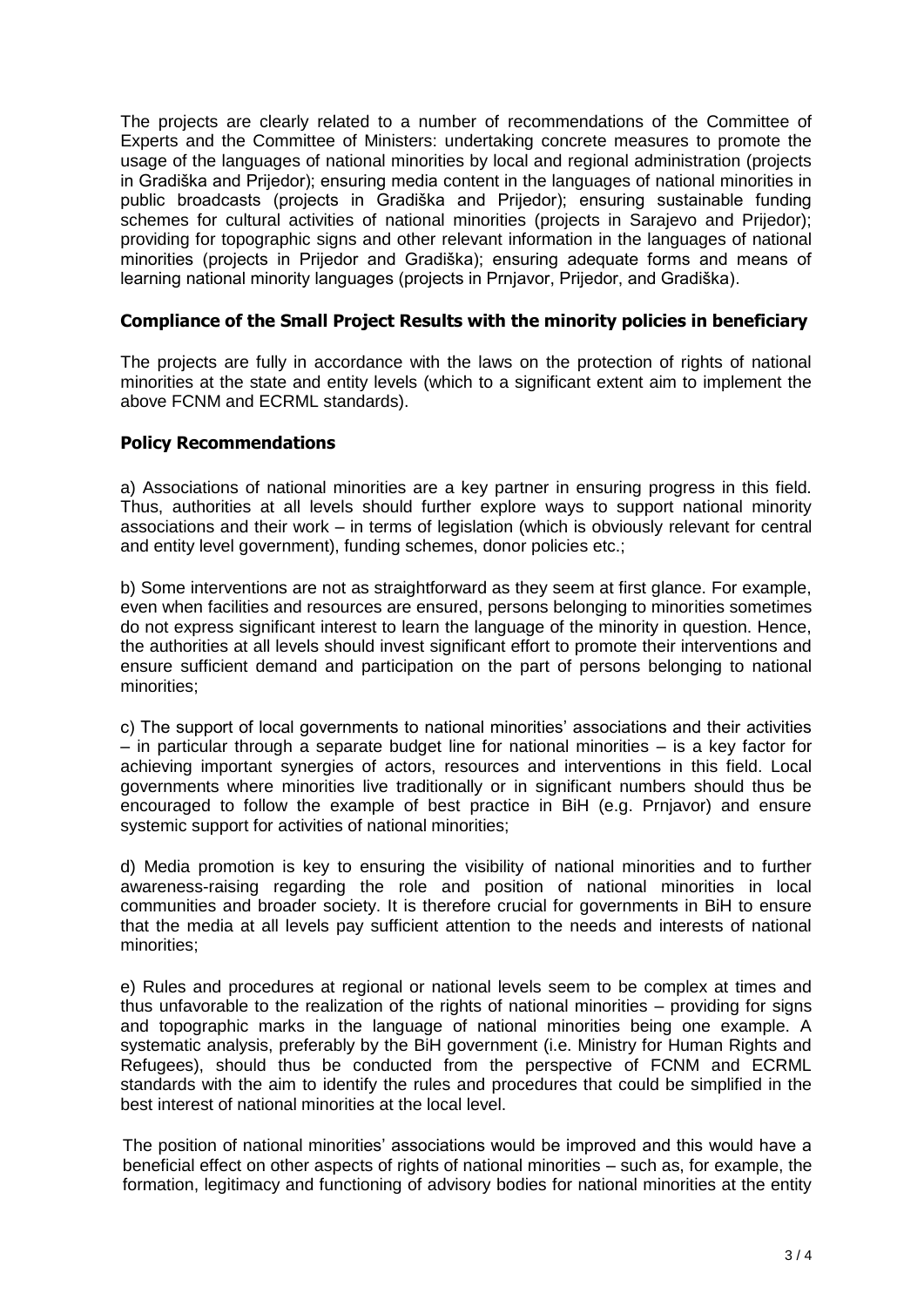The projects are clearly related to a number of recommendations of the Committee of Experts and the Committee of Ministers: undertaking concrete measures to promote the usage of the languages of national minorities by local and regional administration (projects in Gradiška and Prijedor); ensuring media content in the languages of national minorities in public broadcasts (projects in Gradiška and Prijedor); ensuring sustainable funding schemes for cultural activities of national minorities (projects in Sarajevo and Prijedor); providing for topographic signs and other relevant information in the languages of national minorities (projects in Prijedor and Gradiška); ensuring adequate forms and means of learning national minority languages (projects in Prnjavor, Prijedor, and Gradiška).

### Compliance of the Small Project Results with the minority policies in beneficiary

The projects are fully in accordance with the laws on the protection of rights of national minorities at the state and entity levels (which to a significant extent aim to implement the above FCNM and ECRML standards).

### Policy Recommendations

a) Associations of national minorities are a key partner in ensuring progress in this field. Thus, authorities at all levels should further explore ways to support national minority associations and their work – in terms of legislation (which is obviously relevant for central and entity level government), funding schemes, donor policies etc.;

b) Some interventions are not as straightforward as they seem at first glance. For example, even when facilities and resources are ensured, persons belonging to minorities sometimes do not express significant interest to learn the language of the minority in question. Hence, the authorities at all levels should invest significant effort to promote their interventions and ensure sufficient demand and participation on the part of persons belonging to national minorities;

c) The support of local governments to national minorities' associations and their activities – in particular through a separate budget line for national minorities – is a key factor for achieving important synergies of actors, resources and interventions in this field. Local governments where minorities live traditionally or in significant numbers should thus be encouraged to follow the example of best practice in BiH (e.g. Prnjavor) and ensure systemic support for activities of national minorities;

d) Media promotion is key to ensuring the visibility of national minorities and to further awareness-raising regarding the role and position of national minorities in local communities and broader society. It is therefore crucial for governments in BiH to ensure that the media at all levels pay sufficient attention to the needs and interests of national minorities;

e) Rules and procedures at regional or national levels seem to be complex at times and thus unfavorable to the realization of the rights of national minorities – providing for signs and topographic marks in the language of national minorities being one example. A systematic analysis, preferably by the BiH government (i.e. Ministry for Human Rights and Refugees), should thus be conducted from the perspective of FCNM and ECRML standards with the aim to identify the rules and procedures that could be simplified in the best interest of national minorities at the local level.

The position of national minorities' associations would be improved and this would have a beneficial effect on other aspects of rights of national minorities – such as, for example, the formation, legitimacy and functioning of advisory bodies for national minorities at the entity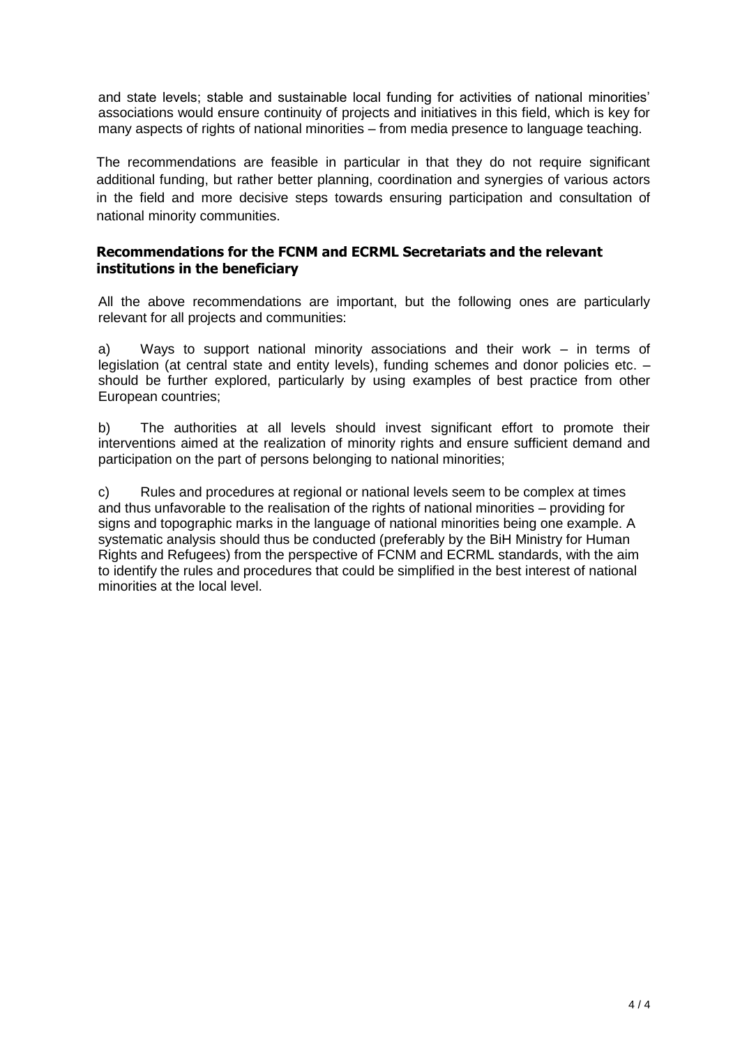and state levels; stable and sustainable local funding for activities of national minorities' associations would ensure continuity of projects and initiatives in this field, which is key for many aspects of rights of national minorities – from media presence to language teaching.

The recommendations are feasible in particular in that they do not require significant additional funding, but rather better planning, coordination and synergies of various actors in the field and more decisive steps towards ensuring participation and consultation of national minority communities.

### Recommendations for the FCNM and ECRML Secretariats and the relevant institutions in the beneficiary

All the above recommendations are important, but the following ones are particularly relevant for all projects and communities:

a) Ways to support national minority associations and their work – in terms of legislation (at central state and entity levels), funding schemes and donor policies etc. – should be further explored, particularly by using examples of best practice from other European countries;

b) The authorities at all levels should invest significant effort to promote their interventions aimed at the realization of minority rights and ensure sufficient demand and participation on the part of persons belonging to national minorities;

c) Rules and procedures at regional or national levels seem to be complex at times and thus unfavorable to the realisation of the rights of national minorities – providing for signs and topographic marks in the language of national minorities being one example. A systematic analysis should thus be conducted (preferably by the BiH Ministry for Human Rights and Refugees) from the perspective of FCNM and ECRML standards, with the aim to identify the rules and procedures that could be simplified in the best interest of national minorities at the local level.